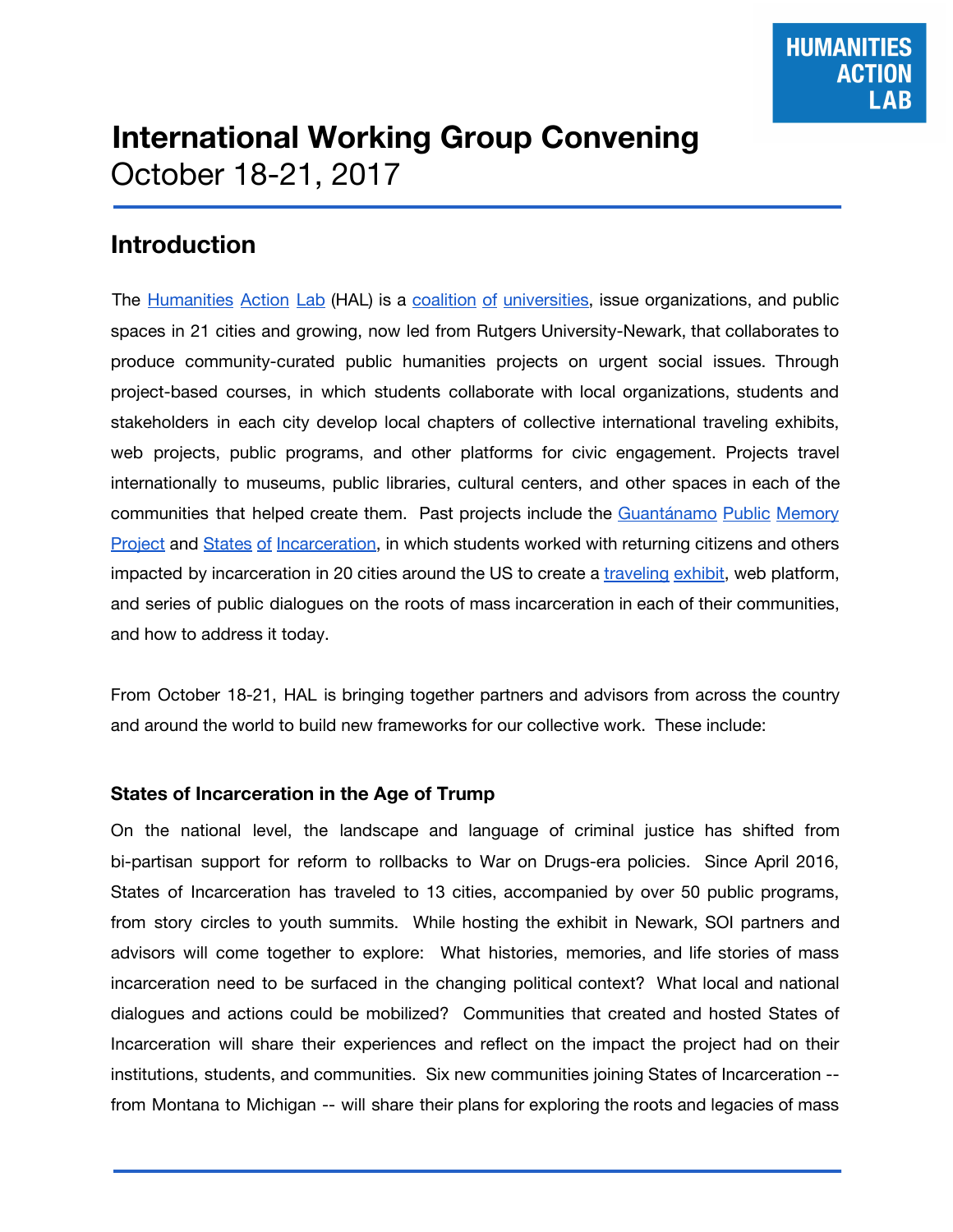HUMANITIES ACTION LAB

# International Working Group Convening

October 18-21, 2017

## Introduction

The Humanities Action Lab (HAL) is a coalition of universities, issue organizations, and public spaces in 21 cities and growing, now led from Rutgers University-Newark, that collaborates to produce community-curated public humanities projects on urgent social issues. Through project-based courses, in which students collaborate with local organizations, students and stakeholders in each city develop local chapters of collective international traveling exhibits, web projects, public programs, and other platforms for civic engagement. Projects travel internationally to museums, public libraries, cultural centers, and other spaces in each of the communities that helped create them. Past projects include the Guantánamo Public Memory Project and States of Incarceration, in which students worked with returning citizens and others impacted by incarceration in 20 cities around the US to create a traveling exhibit, web platform, and series of public dialogues on the roots of mass incarceration in each of their communities, and how to address it today.

From October 18-21, HAL is bringing together partners and advisors from across the country and around the world to build new frameworks for our collective work. These include:

### States of Incarceration in the Age of Trump

On the national level, the landscape and language of criminal justice has shifted from bi-partisan support for reform to rollbacks to War on Drugs-era policies. Since April 2016, States of Incarceration has traveled to 13 cities, accompanied by over 50 public programs, from story circles to youth summits. While hosting the exhibit in Newark, SOI partners and advisors will come together to explore: What histories, memories, and life stories of mass incarceration need to be surfaced in the changing political context? What local and national dialogues and actions could be mobilized? Communities that created and hosted States of Incarceration will share their experiences and reflect on the impact the project had on their institutions, students, and communities. Six new communities joining States of Incarceration -- from Montana to Michigan -- will share their plans for exploring the roots and legacies of mass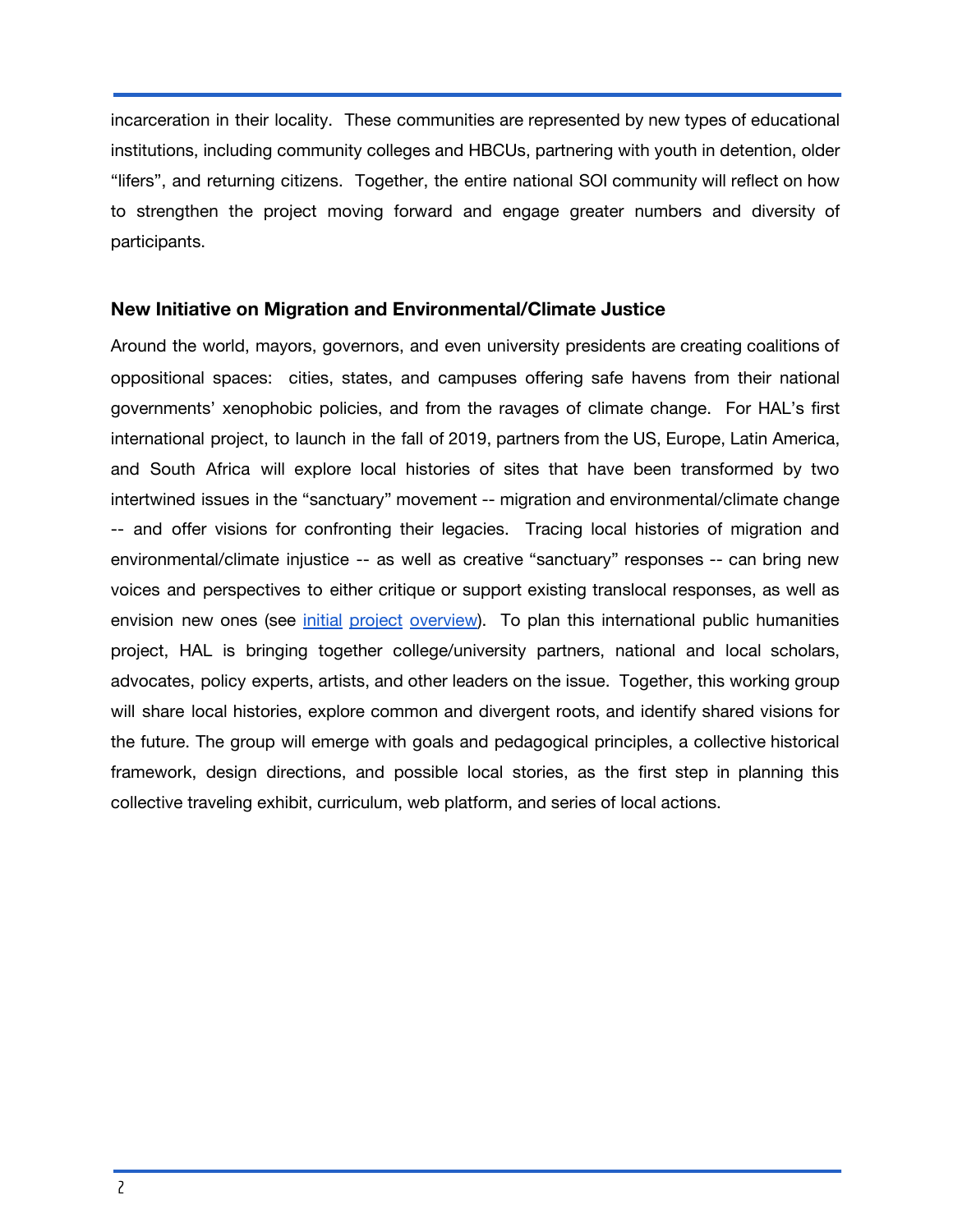incarceration in their locality. These communities are represented by new types of educational institutions, including community colleges and HBCUs, partnering with youth in detention, older "lifers", and returning citizens. Together, the entire national SOI community will reflect on how to strengthen the project moving forward and engage greater numbers and diversity of participants.

### New Initiative on Migration and Environmental/Climate Justice

Around the world, mayors, governors, and even university presidents are creating coalitions of oppositional spaces: cities, states, and campuses offering safe havens from their national governments' xenophobic policies, and from the ravages of climate change. For HAL's first international project, to launch in the fall of 2019, partners from the US, Europe, Latin America, and South Africa will explore local histories of sites that have been transformed by two intertwined issues in the "sanctuary" movement -- migration and environmental/climate change -- and offer visions for confronting their legacies. Tracing local histories of migration and environmental/climate injustice -- as well as creative "sanctuary" responses -- can bring new voices and perspectives to either critique or support existing translocal responses, as well as envision new ones (see initial project overview). To plan this international public humanities project, HAL is bringing together college/university partners, national and local scholars, advocates, policy experts, artists, and other leaders on the issue. Together, this working group will share local histories, explore common and divergent roots, and identify shared visions for the future. The group will emerge with goals and pedagogical principles, a collective historical framework, design directions, and possible local stories, as the first step in planning this collective traveling exhibit, curriculum, web platform, and series of local actions.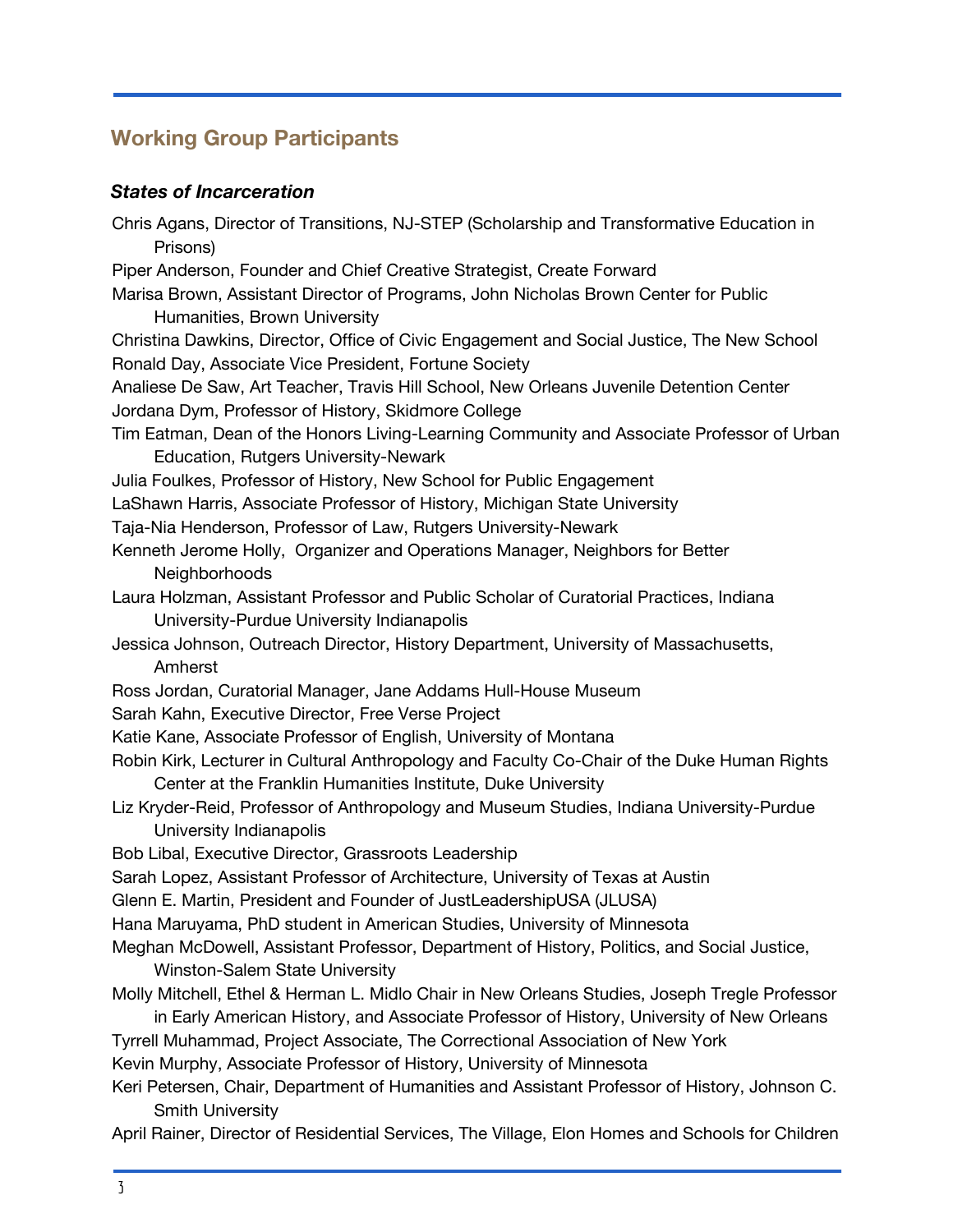## Working Group Participants

### *States of Incarceration*

Chris Agans, Director of Transitions, NJ-STEP (Scholarship and Transformative Education in Prisons)

Piper Anderson, Founder and Chief Creative Strategist, Create Forward

Marisa Brown, Assistant Director of Programs, John Nicholas Brown Center for Public Humanities, Brown University

Christina Dawkins, Director, Office of Civic Engagement and Social Justice, The New School

Ronald Day, Associate Vice President, Fortune Society

Analiese De Saw, Art Teacher, Travis Hill School, New Orleans Juvenile Detention Center

Jordana Dym, Professor of History, Skidmore College

Tim Eatman, Dean of the Honors Living-Learning Community and Associate Professor of Urban Education, Rutgers University-Newark

Julia Foulkes, Professor of History, New School for Public Engagement

LaShawn Harris, Associate Professor of History, Michigan State University

Taja-Nia Henderson, Professor of Law, Rutgers University-Newark

Kenneth Jerome Holly, Organizer and Operations Manager, Neighbors for Better Neighborhoods

Laura Holzman, Assistant Professor and Public Scholar of Curatorial Practices, Indiana University-Purdue University Indianapolis

Jessica Johnson, Outreach Director, History Department, University of Massachusetts, Amherst

Ross Jordan, Curatorial Manager, Jane Addams Hull-House Museum

Sarah Kahn, Executive Director, Free Verse Project

Katie Kane, Associate Professor of English, University of Montana

Robin Kirk, Lecturer in Cultural Anthropology and Faculty Co-Chair of the Duke Human Rights Center at the Franklin Humanities Institute, Duke University

Liz Kryder-Reid, Professor of Anthropology and Museum Studies, Indiana University-Purdue University Indianapolis

Bob Libal, Executive Director, Grassroots Leadership

Sarah Lopez, Assistant Professor of Architecture, University of Texas at Austin

Glenn E. Martin, President and Founder of JustLeadershipUSA (JLUSA)

Hana Maruyama, PhD student in American Studies, University of Minnesota

Meghan McDowell, Assistant Professor, Department of History, Politics, and Social Justice, Winston-Salem State University

Molly Mitchell, Ethel & Herman L. Midlo Chair in New Orleans Studies, Joseph Tregle Professor in Early American History, and Associate Professor of History, University of New Orleans

Tyrrell Muhammad, Project Associate, The Correctional Association of New York

Kevin Murphy, Associate Professor of History, University of Minnesota

Keri Petersen, Chair, Department of Humanities and Assistant Professor of History, Johnson C. Smith University

April Rainer, Director of Residential Services, The Village, Elon Homes and Schools for Children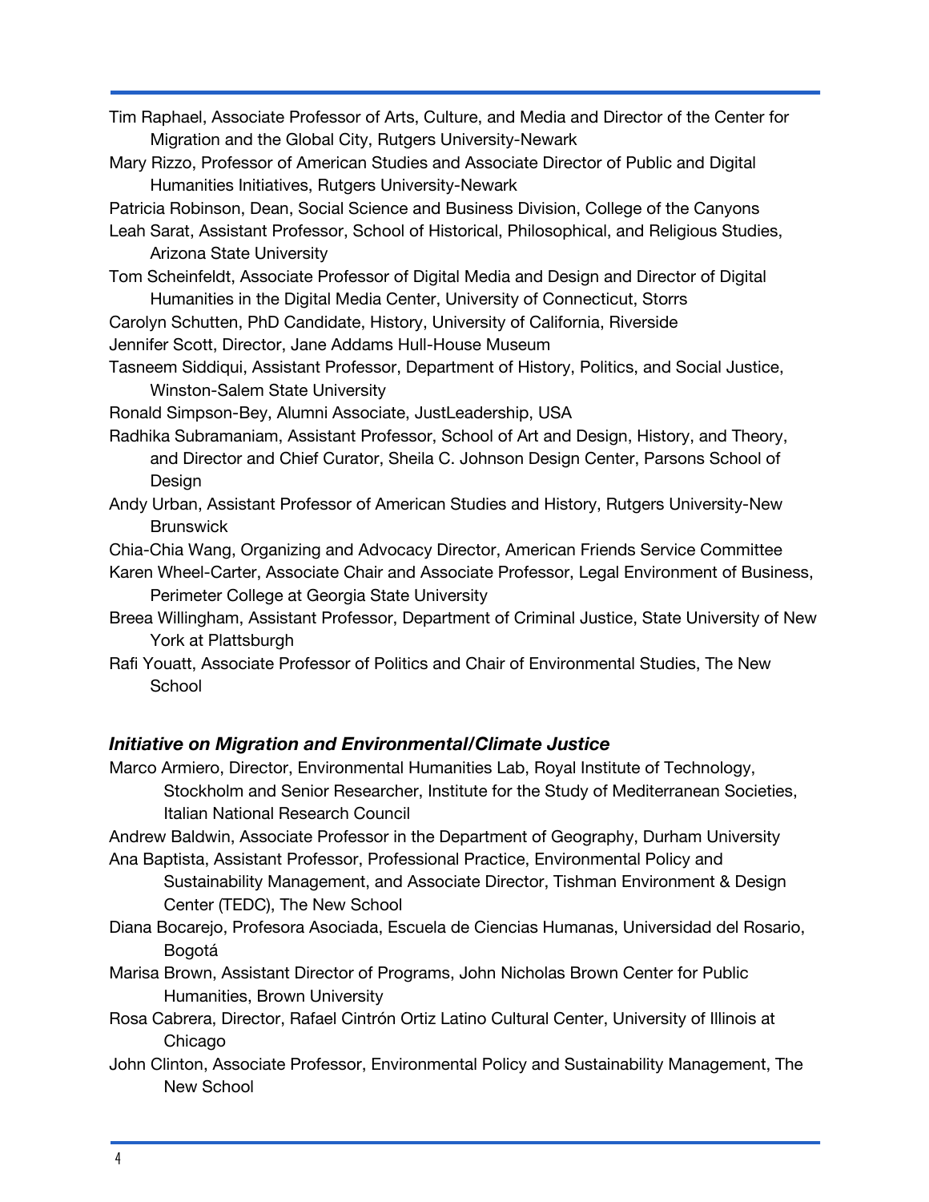Tim Raphael, Associate Professor of Arts, Culture, and Media and Director of the Center for Migration and the Global City, Rutgers University-Newark

Mary Rizzo, Professor of American Studies and Associate Director of Public and Digital Humanities Initiatives, Rutgers University-Newark

Patricia Robinson, Dean, Social Science and Business Division, College of the Canyons

Leah Sarat, Assistant Professor, School of Historical, Philosophical, and Religious Studies, Arizona State University

Tom Scheinfeldt, Associate Professor of Digital Media and Design and Director of Digital Humanities in the Digital Media Center, University of Connecticut, Storrs

Carolyn Schutten, PhD Candidate, History, University of California, Riverside

Jennifer Scott, Director, Jane Addams Hull-House Museum

Tasneem Siddiqui, Assistant Professor, Department of History, Politics, and Social Justice, Winston-Salem State University

Ronald Simpson-Bey, Alumni Associate, JustLeadership, USA

Radhika Subramaniam, Assistant Professor, School of Art and Design, History, and Theory, and Director and Chief Curator, Sheila C. Johnson Design Center, Parsons School of Design

Andy Urban, Assistant Professor of American Studies and History, Rutgers University-New Brunswick

Chia-Chia Wang, Organizing and Advocacy Director, American Friends Service Committee

Karen Wheel-Carter, Associate Chair and Associate Professor, Legal Environment of Business, Perimeter College at Georgia State University

Breea Willingham, Assistant Professor, Department of Criminal Justice, State University of New York at Plattsburgh

Rafi Youatt, Associate Professor of Politics and Chair of Environmental Studies, The New School

### *Initiative on Migration and Environmental/Climate Justice*

Marco Armiero, Director, Environmental Humanities Lab, Royal Institute of Technology, Stockholm and Senior Researcher, Institute for the Study of Mediterranean Societies, Italian National Research Council

Andrew Baldwin, Associate Professor in the Department of Geography, Durham University

Ana Baptista, Assistant Professor, Professional Practice, Environmental Policy and Sustainability Management, and Associate Director, Tishman Environment & Design Center (TEDC), The New School

Diana Bocarejo, Profesora Asociada, Escuela de Ciencias Humanas, Universidad del Rosario, Bogotá

Marisa Brown, Assistant Director of Programs, John Nicholas Brown Center for Public Humanities, Brown University

Rosa Cabrera, Director, Rafael Cintrón Ortiz Latino Cultural Center, University of Illinois at Chicago

John Clinton, Associate Professor, Environmental Policy and Sustainability Management, The New School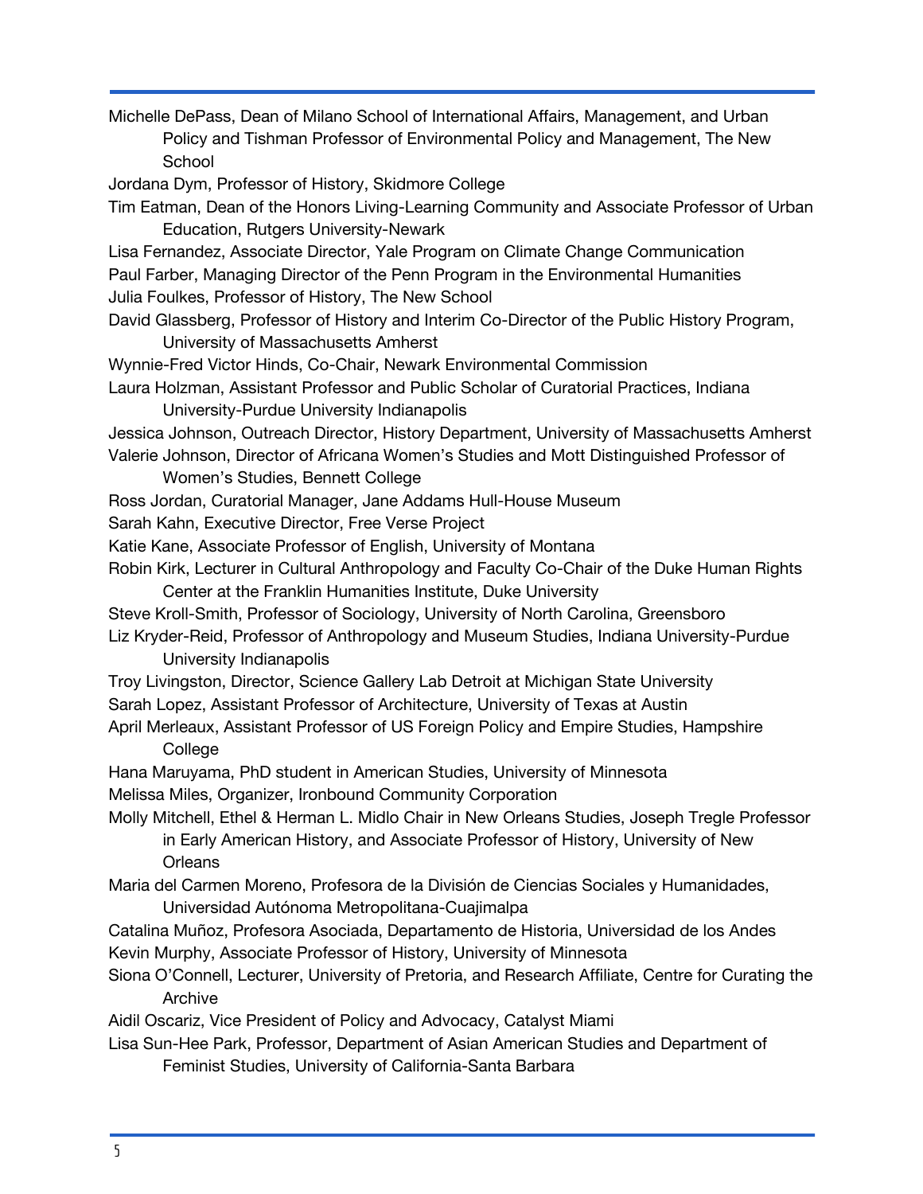Michelle DePass, Dean of Milano School of International Affairs, Management, and Urban Policy and Tishman Professor of Environmental Policy and Management, The New School

Jordana Dym, Professor of History, Skidmore College

Tim Eatman, Dean of the Honors Living-Learning Community and Associate Professor of Urban Education, Rutgers University-Newark

Lisa Fernandez, Associate Director, Yale Program on Climate Change Communication

Paul Farber, Managing Director of the Penn Program in the Environmental Humanities

Julia Foulkes, Professor of History, The New School

David Glassberg, Professor of History and Interim Co-Director of the Public History Program, University of Massachusetts Amherst

Wynnie-Fred Victor Hinds, Co-Chair, Newark Environmental Commission

Laura Holzman, Assistant Professor and Public Scholar of Curatorial Practices, Indiana University-Purdue University Indianapolis

Jessica Johnson, Outreach Director, History Department, University of Massachusetts Amherst

Valerie Johnson, Director of Africana Women's Studies and Mott Distinguished Professor of Women's Studies, Bennett College

Ross Jordan, Curatorial Manager, Jane Addams Hull-House Museum

Sarah Kahn, Executive Director, Free Verse Project

Katie Kane, Associate Professor of English, University of Montana

Robin Kirk, Lecturer in Cultural Anthropology and Faculty Co-Chair of the Duke Human Rights Center at the Franklin Humanities Institute, Duke University

Steve Kroll-Smith, Professor of Sociology, University of North Carolina, Greensboro

Liz Kryder-Reid, Professor of Anthropology and Museum Studies, Indiana University-Purdue University Indianapolis

Troy Livingston, Director, Science Gallery Lab Detroit at Michigan State University

Sarah Lopez, Assistant Professor of Architecture, University of Texas at Austin

April Merleaux, Assistant Professor of US Foreign Policy and Empire Studies, Hampshire College

Hana Maruyama, PhD student in American Studies, University of Minnesota

Melissa Miles, Organizer, Ironbound Community Corporation

Molly Mitchell, Ethel & Herman L. Midlo Chair in New Orleans Studies, Joseph Tregle Professor in Early American History, and Associate Professor of History, University of New Orleans

Maria del Carmen Moreno, Profesora de la División de Ciencias Sociales y Humanidades, Universidad Autónoma Metropolitana-Cuajimalpa

Catalina Muñoz, Profesora Asociada, Departamento de Historia, Universidad de los Andes

Kevin Murphy, Associate Professor of History, University of Minnesota

Siona O'Connell, Lecturer, University of Pretoria, and Research Affiliate, Centre for Curating the Archive

Aidil Oscariz, Vice President of Policy and Advocacy, Catalyst Miami

Lisa Sun-Hee Park, Professor, Department of Asian American Studies and Department of Feminist Studies, University of California-Santa Barbara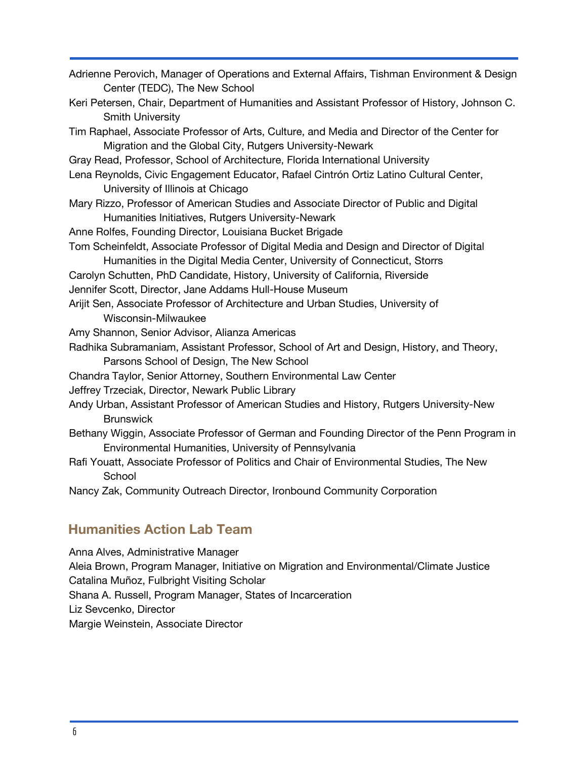Adrienne Perovich, Manager of Operations and External Affairs, Tishman Environment & Design Center (TEDC), The New School

Keri Petersen, Chair, Department of Humanities and Assistant Professor of History, Johnson C. Smith University

Tim Raphael, Associate Professor of Arts, Culture, and Media and Director of the Center for Migration and the Global City, Rutgers University-Newark

Gray Read, Professor, School of Architecture, Florida International University

Lena Reynolds, Civic Engagement Educator, Rafael Cintrón Ortiz Latino Cultural Center, University of Illinois at Chicago

Mary Rizzo, Professor of American Studies and Associate Director of Public and Digital Humanities Initiatives, Rutgers University-Newark

Anne Rolfes, Founding Director, Louisiana Bucket Brigade

Tom Scheinfeldt, Associate Professor of Digital Media and Design and Director of Digital Humanities in the Digital Media Center, University of Connecticut, Storrs

Carolyn Schutten, PhD Candidate, History, University of California, Riverside

Jennifer Scott, Director, Jane Addams Hull-House Museum

Arijit Sen, Associate Professor of Architecture and Urban Studies, University of Wisconsin-Milwaukee

Amy Shannon, Senior Advisor, Alianza Americas

Radhika Subramaniam, Assistant Professor, School of Art and Design, History, and Theory, Parsons School of Design, The New School

Chandra Taylor, Senior Attorney, Southern Environmental Law Center

Jeffrey Trzeciak, Director, Newark Public Library

Andy Urban, Assistant Professor of American Studies and History, Rutgers University-New Brunswick

Bethany Wiggin, Associate Professor of German and Founding Director of the Penn Program in Environmental Humanities, University of Pennsylvania

Rafi Youatt, Associate Professor of Politics and Chair of Environmental Studies, The New School

Nancy Zak, Community Outreach Director, Ironbound Community Corporation

## Humanities Action Lab Team

Anna Alves, Administrative Manager

Aleia Brown, Program Manager, Initiative on Migration and Environmental/Climate Justice

Catalina Muñoz, Fulbright Visiting Scholar

Shana A. Russell, Program Manager, States of Incarceration

Liz Sevcenko, Director

Margie Weinstein, Associate Director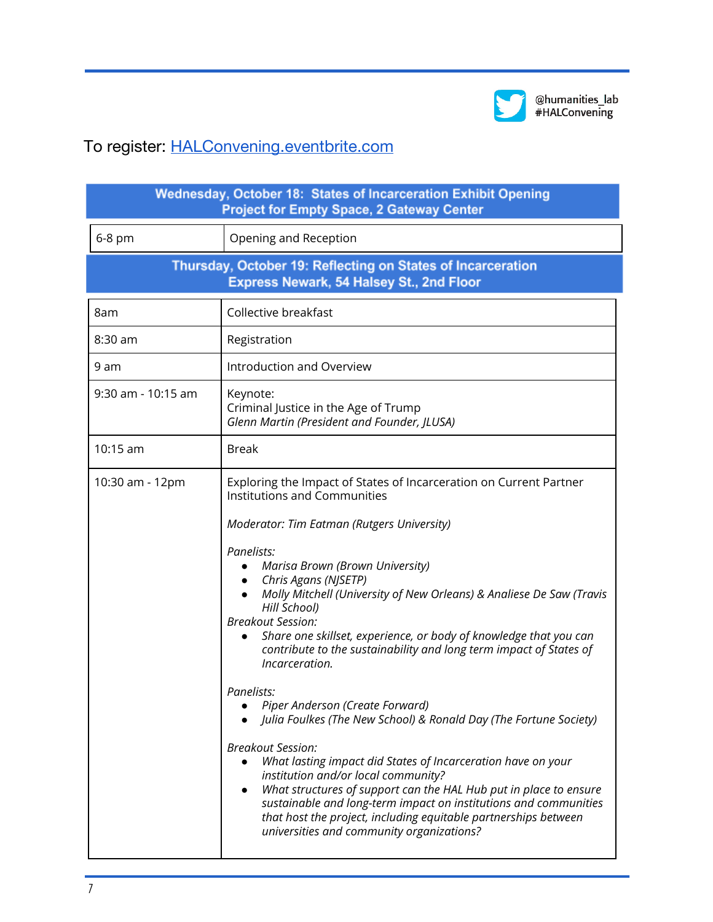@humanities_lab
#HALConvening

To register: [HALConvening.eventbrite.com](HALConvening.eventbrite.com)

| **Wednesday, October 18: States of Incarceration Exhibit Opening**<br>**Project for Empty Space, 2 Gateway Center** | |
|---|---|
| 6-8 pm | Opening and Reception |

| **Thursday, October 19: Reflecting on States of Incarceration**<br>**Express Newark, 54 Halsey St., 2nd Floor** | |
|---|---|
| 8am | Collective breakfast |
| 8:30 am | Registration |
| 9 am | Introduction and Overview |
| 9:30 am - 10:15 am | Keynote:<br>Criminal Justice in the Age of Trump<br>*Glenn Martin (President and Founder, JLUSA)* |
| 10:15 am | Break |
| 10:30 am - 12pm | Exploring the Impact of States of Incarceration on Current Partner Institutions and Communities<br><br>*Moderator: Tim Eatman (Rutgers University)*<br><br>*Panelists:*<br>• *Marisa Brown (Brown University)*<br>• *Chris Agans (NJSETP)*<br>• *Molly Mitchell (University of New Orleans) & Analiese De Saw (Travis Hill School)*<br>*Breakout Session:*<br>• *Share one skillset, experience, or body of knowledge that you can contribute to the sustainability and long term impact of States of Incarceration.*<br><br>*Panelists:*<br>• *Piper Anderson (Create Forward)*<br>• *Julia Foulkes (The New School) & Ronald Day (The Fortune Society)*<br><br>*Breakout Session:*<br>• *What lasting impact did States of Incarceration have on your institution and/or local community?*<br>• *What structures of support can the HAL Hub put in place to ensure sustainable and long-term impact on institutions and communities that host the project, including equitable partnerships between universities and community organizations?* |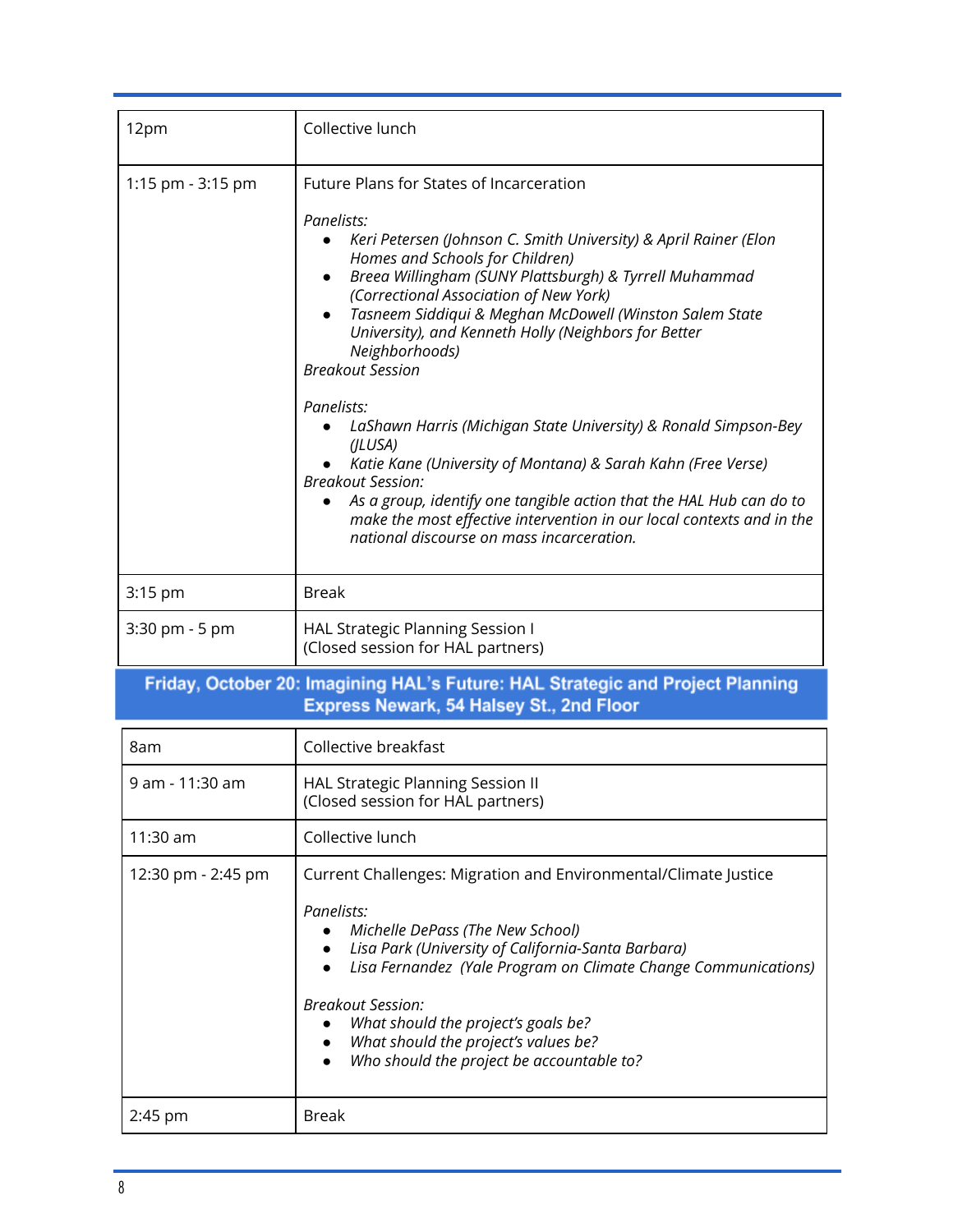| | |
|---|---|
| 12pm | Collective lunch |
| 1:15 pm - 3:15 pm | Future Plans for States of Incarceration<br><br>*Panelists:*<br>• *Keri Petersen (Johnson C. Smith University) & April Rainer (Elon Homes and Schools for Children)*<br>• *Breea Willingham (SUNY Plattsburgh) & Tyrrell Muhammad (Correctional Association of New York)*<br>• *Tasneem Siddiqui & Meghan McDowell (Winston Salem State University), and Kenneth Holly (Neighbors for Better Neighborhoods)*<br>*Breakout Session*<br><br>*Panelists:*<br>• *LaShawn Harris (Michigan State University) & Ronald Simpson-Bey (JLUSA)*<br>• *Katie Kane (University of Montana) & Sarah Kahn (Free Verse)*<br>*Breakout Session:*<br>• *As a group, identify one tangible action that the HAL Hub can do to make the most effective intervention in our local contexts and in the national discourse on mass incarceration.* |
| 3:15 pm | Break |
| 3:30 pm - 5 pm | HAL Strategic Planning Session I<br>(Closed session for HAL partners) |

## Friday, October 20: Imagining HAL's Future: HAL Strategic and Project Planning
**Express Newark, 54 Halsey St., 2nd Floor**

| | |
|---|---|
| 8am | Collective breakfast |
| 9 am - 11:30 am | HAL Strategic Planning Session II<br>(Closed session for HAL partners) |
| 11:30 am | Collective lunch |
| 12:30 pm - 2:45 pm | Current Challenges: Migration and Environmental/Climate Justice<br><br>*Panelists:*<br>• *Michelle DePass (The New School)*<br>• *Lisa Park (University of California-Santa Barbara)*<br>• *Lisa Fernandez (Yale Program on Climate Change Communications)*<br><br>*Breakout Session:*<br>• *What should the project's goals be?*<br>• *What should the project's values be?*<br>• *Who should the project be accountable to?* |
| 2:45 pm | Break |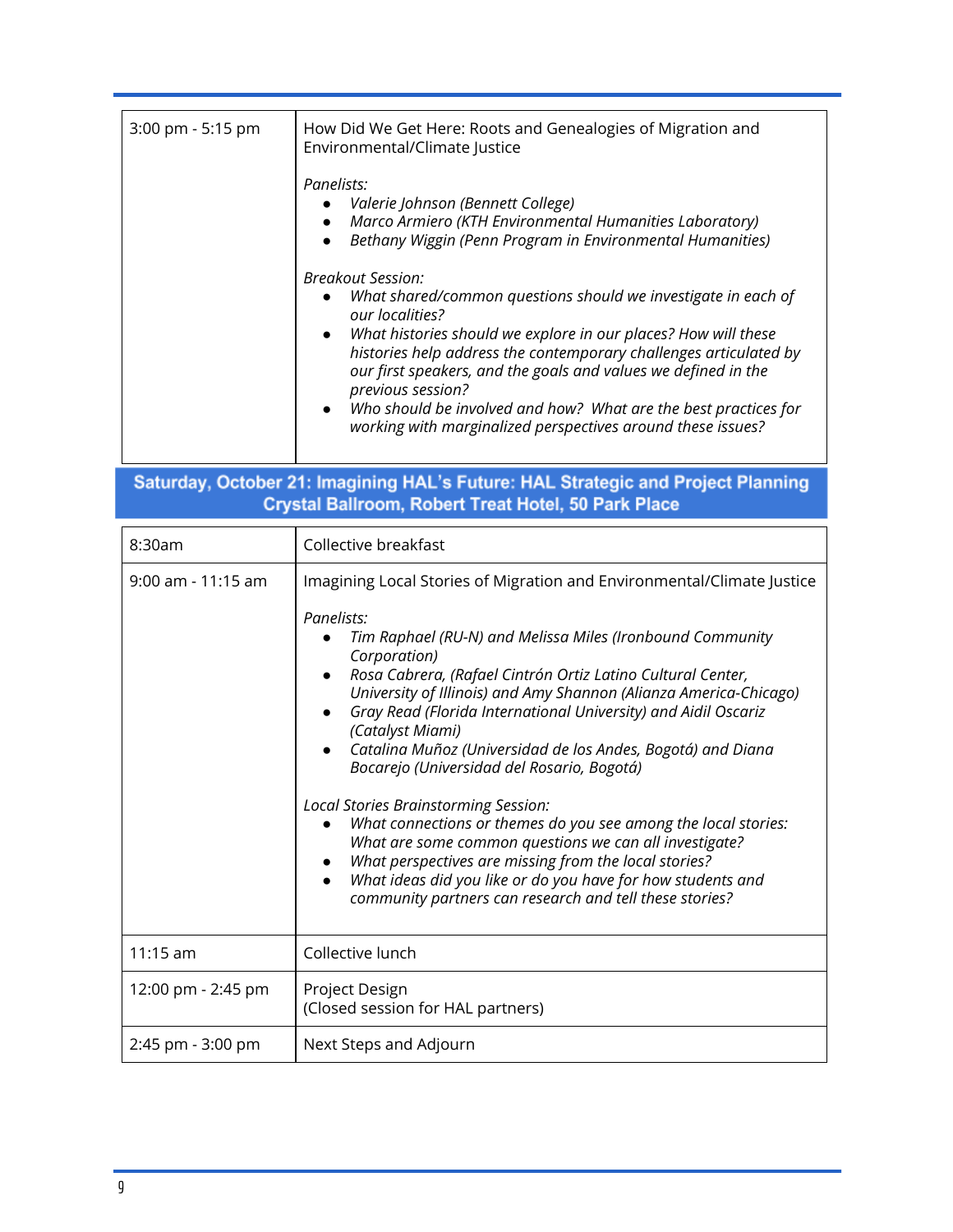| | |
|---|---|
| 3:00 pm - 5:15 pm | How Did We Get Here: Roots and Genealogies of Migration and Environmental/Climate Justice<br><br>*Panelists:*<br>• *Valerie Johnson (Bennett College)*<br>• *Marco Armiero (KTH Environmental Humanities Laboratory)*<br>• *Bethany Wiggin (Penn Program in Environmental Humanities)*<br><br>*Breakout Session:*<br>• *What shared/common questions should we investigate in each of our localities?*<br>• *What histories should we explore in our places? How will these histories help address the contemporary challenges articulated by our first speakers, and the goals and values we defined in the previous session?*<br>• *Who should be involved and how? What are the best practices for working with marginalized perspectives around these issues?* |

## Saturday, October 21: Imagining HAL's Future: HAL Strategic and Project Planning
## Crystal Ballroom, Robert Treat Hotel, 50 Park Place

| | |
|---|---|
| 8:30am | Collective breakfast |
| 9:00 am - 11:15 am | Imagining Local Stories of Migration and Environmental/Climate Justice<br><br>*Panelists:*<br>• *Tim Raphael (RU-N) and Melissa Miles (Ironbound Community Corporation)*<br>• *Rosa Cabrera, (Rafael Cintrón Ortiz Latino Cultural Center, University of Illinois) and Amy Shannon (Alianza America-Chicago)*<br>• *Gray Read (Florida International University) and Aidil Oscariz (Catalyst Miami)*<br>• *Catalina Muñoz (Universidad de los Andes, Bogotá) and Diana Bocarejo (Universidad del Rosario, Bogotá)*<br><br>*Local Stories Brainstorming Session:*<br>• *What connections or themes do you see among the local stories: What are some common questions we can all investigate?*<br>• *What perspectives are missing from the local stories?*<br>• *What ideas did you like or do you have for how students and community partners can research and tell these stories?* |
| 11:15 am | Collective lunch |
| 12:00 pm - 2:45 pm | Project Design<br>(Closed session for HAL partners) |
| 2:45 pm - 3:00 pm | Next Steps and Adjourn |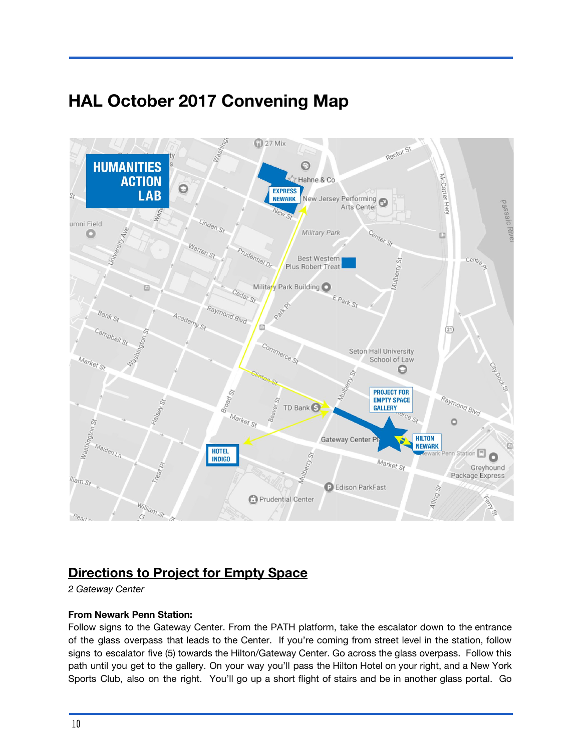# HAL October 2017 Convening Map

## Directions to Project for Empty Space

*2 Gateway Center*

**From Newark Penn Station:**

Follow signs to the Gateway Center. From the PATH platform, take the escalator down to the entrance of the glass overpass that leads to the Center. If you're coming from street level in the station, follow signs to escalator five (5) towards the Hilton/Gateway Center. Go across the glass overpass. Follow this path until you get to the gallery. On your way you'll pass the Hilton Hotel on your right, and a New York Sports Club, also on the right. You'll go up a short flight of stairs and be in another glass portal. Go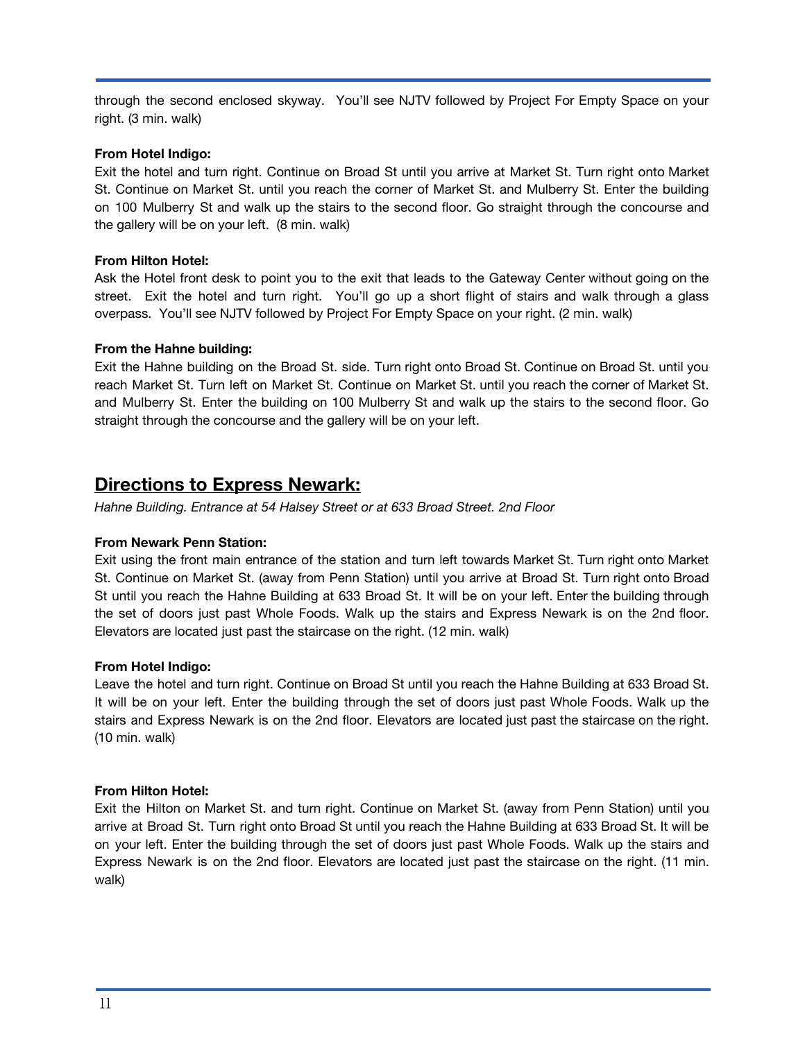through the second enclosed skyway.  You'll see NJTV followed by Project For Empty Space on your right. (3 min. walk)

**From Hotel Indigo:**
Exit the hotel and turn right. Continue on Broad St until you arrive at Market St. Turn right onto Market St. Continue on Market St. until you reach the corner of Market St. and Mulberry St. Enter the building on 100 Mulberry St and walk up the stairs to the second floor. Go straight through the concourse and the gallery will be on your left.  (8 min. walk)

**From Hilton Hotel:**
Ask the Hotel front desk to point you to the exit that leads to the Gateway Center without going on the street.  Exit the hotel and turn right.  You'll go up a short flight of stairs and walk through a glass overpass.  You'll see NJTV followed by Project For Empty Space on your right. (2 min. walk)

**From the Hahne building:**
Exit the Hahne building on the Broad St. side. Turn right onto Broad St. Continue on Broad St. until you reach Market St. Turn left on Market St. Continue on Market St. until you reach the corner of Market St. and Mulberry St. Enter the building on 100 Mulberry St and walk up the stairs to the second floor. Go straight through the concourse and the gallery will be on your left.

## Directions to Express Newark:

*Hahne Building. Entrance at 54 Halsey Street or at 633 Broad Street. 2nd Floor*

**From Newark Penn Station:**
Exit using the front main entrance of the station and turn left towards Market St. Turn right onto Market St. Continue on Market St. (away from Penn Station) until you arrive at Broad St. Turn right onto Broad St until you reach the Hahne Building at 633 Broad St. It will be on your left. Enter the building through the set of doors just past Whole Foods. Walk up the stairs and Express Newark is on the 2nd floor. Elevators are located just past the staircase on the right. (12 min. walk)

**From Hotel Indigo:**
Leave the hotel and turn right. Continue on Broad St until you reach the Hahne Building at 633 Broad St. It will be on your left. Enter the building through the set of doors just past Whole Foods. Walk up the stairs and Express Newark is on the 2nd floor. Elevators are located just past the staircase on the right. (10 min. walk)

**From Hilton Hotel:**
Exit the Hilton on Market St. and turn right. Continue on Market St. (away from Penn Station) until you arrive at Broad St. Turn right onto Broad St until you reach the Hahne Building at 633 Broad St. It will be on your left. Enter the building through the set of doors just past Whole Foods. Walk up the stairs and Express Newark is on the 2nd floor. Elevators are located just past the staircase on the right. (11 min. walk)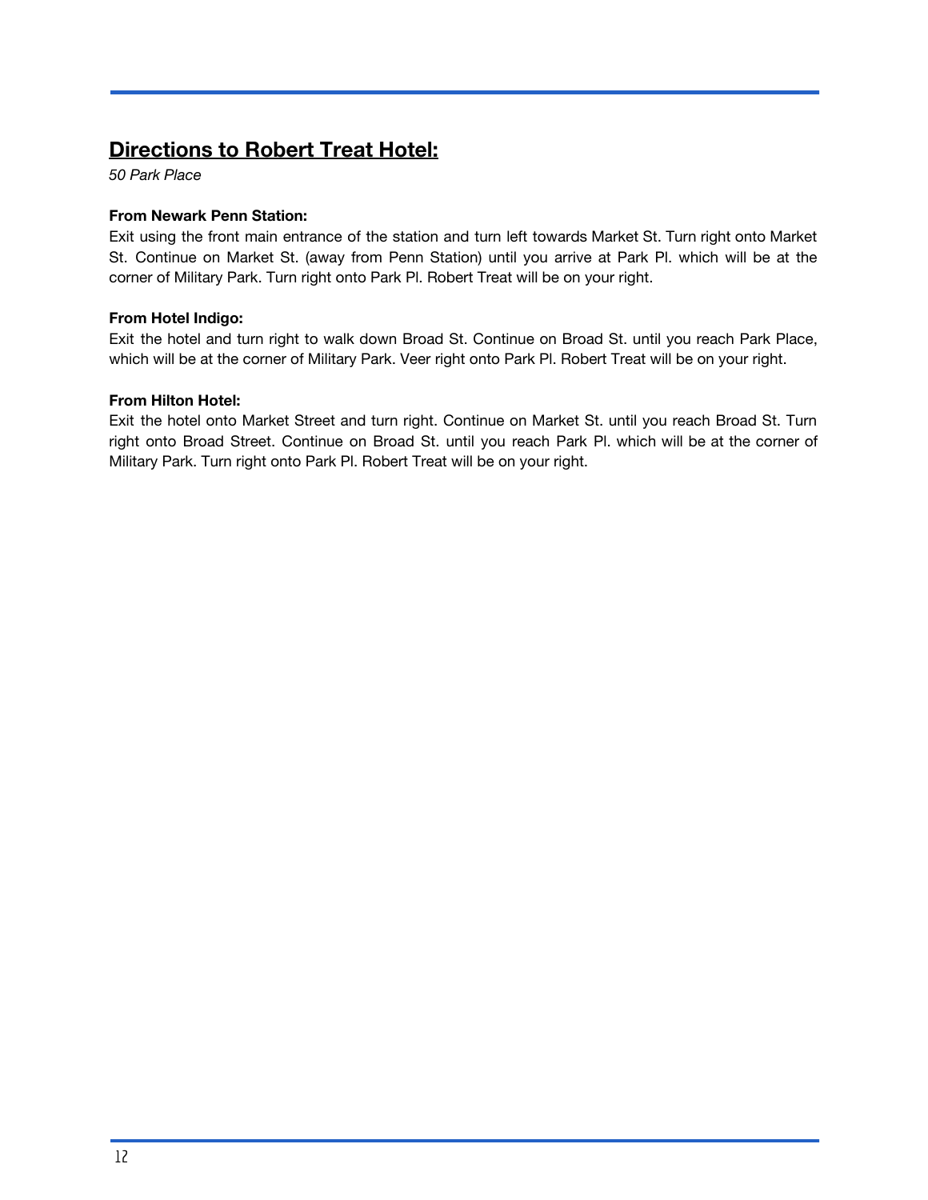## Directions to Robert Treat Hotel:

*50 Park Place*

**From Newark Penn Station:**

Exit using the front main entrance of the station and turn left towards Market St. Turn right onto Market St. Continue on Market St. (away from Penn Station) until you arrive at Park Pl. which will be at the corner of Military Park. Turn right onto Park Pl. Robert Treat will be on your right.

**From Hotel Indigo:**

Exit the hotel and turn right to walk down Broad St. Continue on Broad St. until you reach Park Place, which will be at the corner of Military Park. Veer right onto Park Pl. Robert Treat will be on your right.

**From Hilton Hotel:**

Exit the hotel onto Market Street and turn right. Continue on Market St. until you reach Broad St. Turn right onto Broad Street. Continue on Broad St. until you reach Park Pl. which will be at the corner of Military Park. Turn right onto Park Pl. Robert Treat will be on your right.